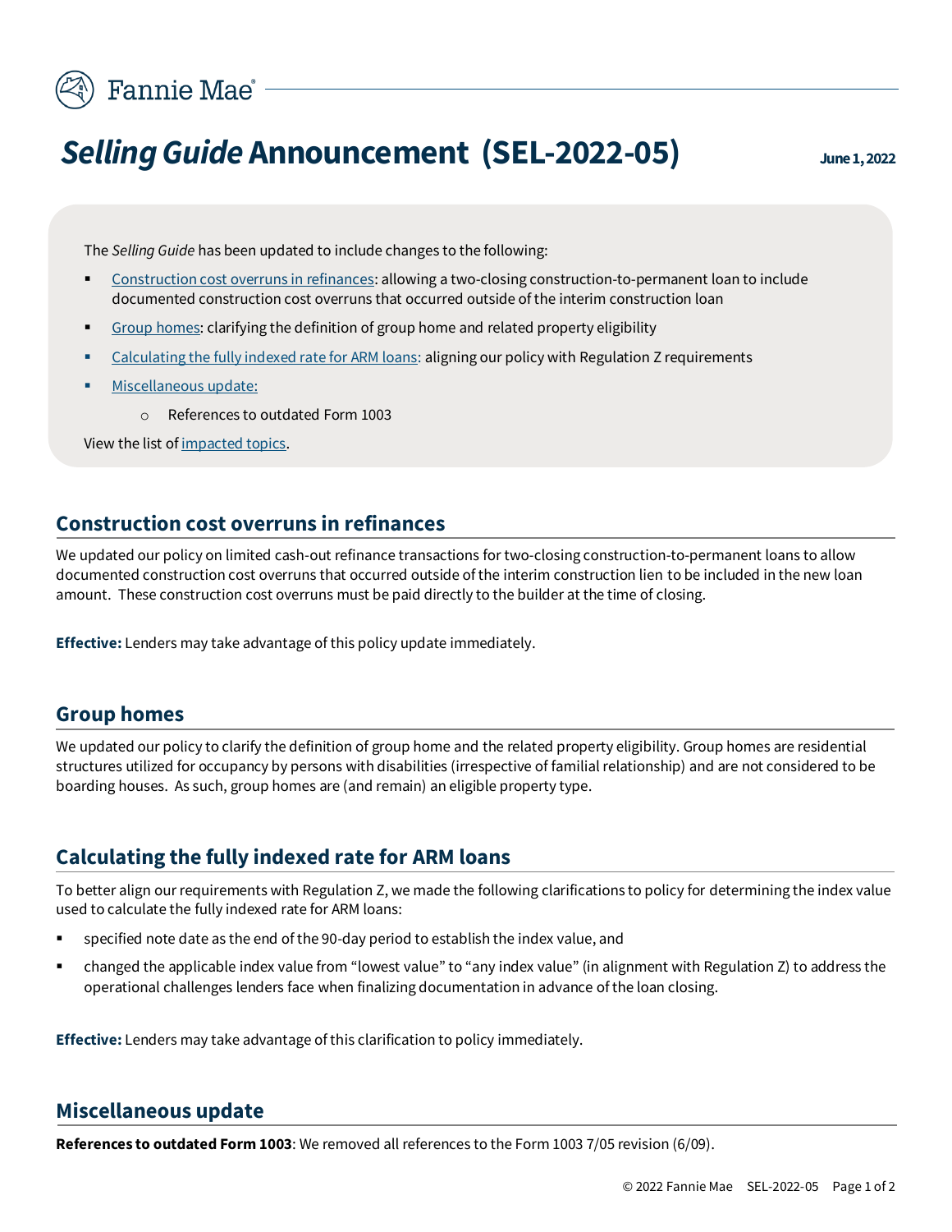Fannie Mae

# *Selling Guide* Announcement (SEL-2022-05)

**June 1, 2022**

The *Selling Guide* has been updated to include changes to the following:

- Construction cost overruns in refinances: allowing a two-closing construction-to-permanent loan to include documented construction cost overruns that occurred outside of the interim construction loan
- Group homes: clarifying the definition of group home and related property eligibility
- Calculating the fully indexed rate for ARM loans: aligning our policy with Regulation Z requirements
- Miscellaneous update:
    - References to outdated Form 1003

View the list of impacted topics.

## Construction cost overruns in refinances

We updated our policy on limited cash-out refinance transactions for two-closing construction-to-permanent loans to allow documented construction cost overruns that occurred outside of the interim construction lien to be included in the new loan amount. These construction cost overruns must be paid directly to the builder at the time of closing.

**Effective:** Lenders may take advantage of this policy update immediately.

## Group homes

We updated our policy to clarify the definition of group home and the related property eligibility. Group homes are residential structures utilized for occupancy by persons with disabilities (irrespective of familial relationship) and are not considered to be boarding houses. As such, group homes are (and remain) an eligible property type.

## Calculating the fully indexed rate for ARM loans

To better align our requirements with Regulation Z, we made the following clarifications to policy for determining the index value used to calculate the fully indexed rate for ARM loans:

- specified note date as the end of the 90-day period to establish the index value, and
- changed the applicable index value from "lowest value" to "any index value" (in alignment with Regulation Z) to address the operational challenges lenders face when finalizing documentation in advance of the loan closing.

**Effective:** Lenders may take advantage of this clarification to policy immediately.

## Miscellaneous update

**References to outdated Form 1003**: We removed all references to the Form 1003 7/05 revision (6/09).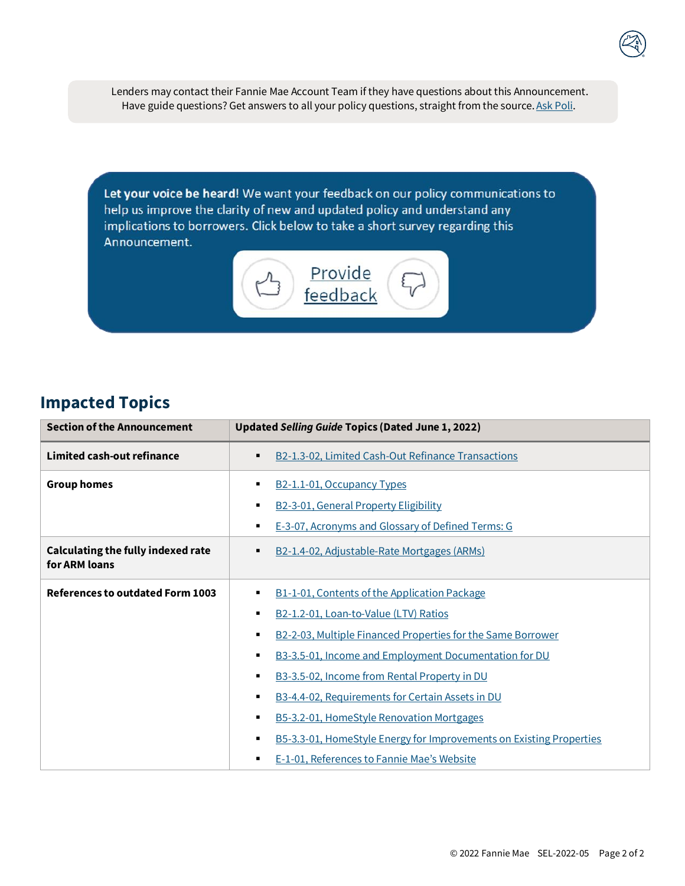Lenders may contact their Fannie Mae Account Team if they have questions about this Announcement. Have guide questions? Get answers to all your policy questions, straight from the source. Ask Poli.

**Let your voice be heard!** We want your feedback on our policy communications to help us improve the clarity of new and updated policy and understand any implications to borrowers. Click below to take a short survey regarding this Announcement.

Provide feedback

## Impacted Topics

| Section of the Announcement | Updated *Selling Guide* Topics (Dated June 1, 2022) |
|---|---|
| **Limited cash-out refinance** | B2-1.3-02, Limited Cash-Out Refinance Transactions |
| **Group homes** | B2-1.1-01, Occupancy Types<br>B2-3-01, General Property Eligibility<br>E-3-07, Acronyms and Glossary of Defined Terms: G |
| **Calculating the fully indexed rate for ARM loans** | B2-1.4-02, Adjustable-Rate Mortgages (ARMs) |
| **References to outdated Form 1003** | B1-1-01, Contents of the Application Package<br>B2-1.2-01, Loan-to-Value (LTV) Ratios<br>B2-2-03, Multiple Financed Properties for the Same Borrower<br>B3-3.5-01, Income and Employment Documentation for DU<br>B3-3.5-02, Income from Rental Property in DU<br>B3-4.4-02, Requirements for Certain Assets in DU<br>B5-3.2-01, HomeStyle Renovation Mortgages<br>B5-3.3-01, HomeStyle Energy for Improvements on Existing Properties<br>E-1-01, References to Fannie Mae's Website |

© 2022 Fannie Mae SEL-2022-05